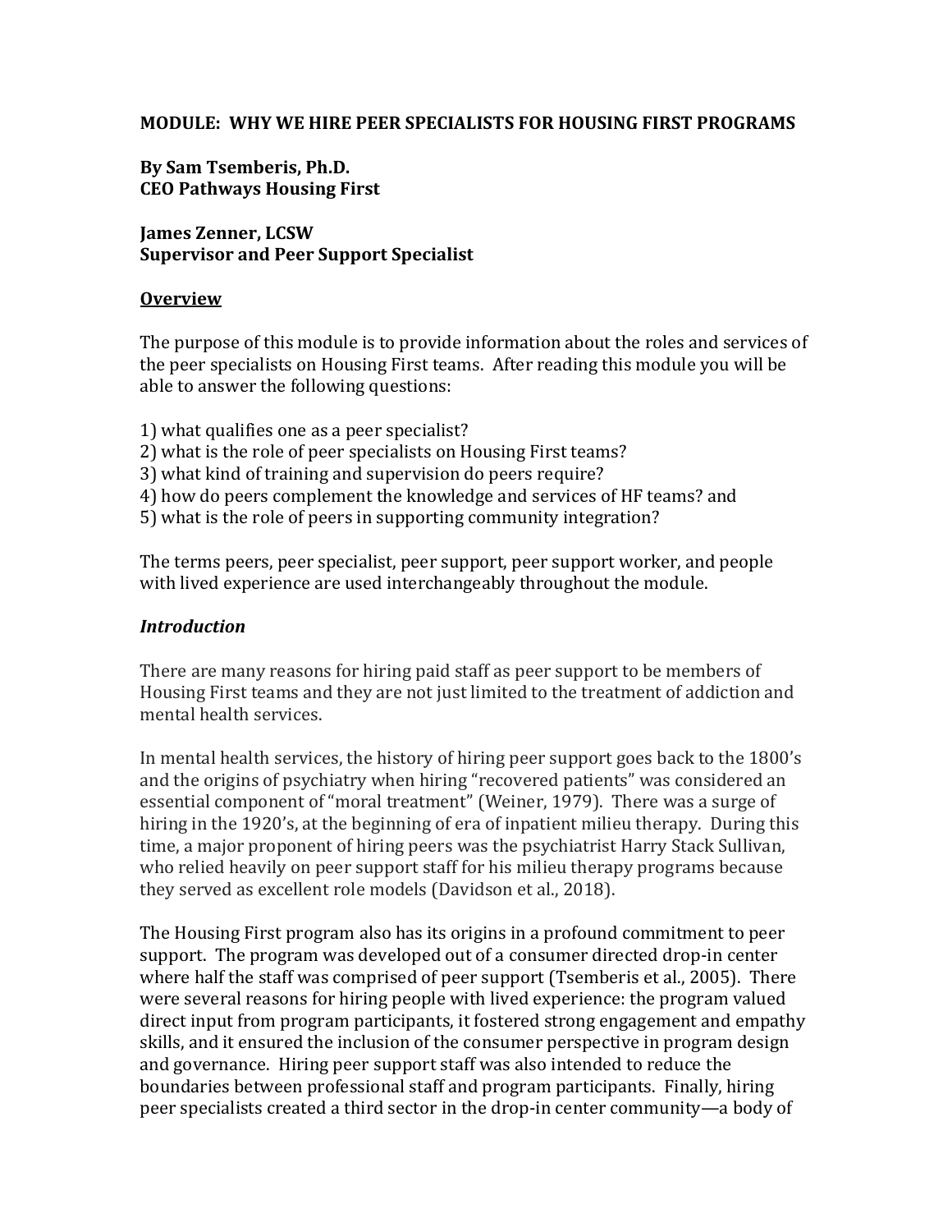# MODULE: WHY WE HIRE PEER SPECIALISTS FOR HOUSING FIRST PROGRAMS

**By Sam Tsemberis, Ph.D.**
**CEO Pathways Housing First**

**James Zenner, LCSW**
**Supervisor and Peer Support Specialist**

## Overview

The purpose of this module is to provide information about the roles and services of the peer specialists on Housing First teams. After reading this module you will be able to answer the following questions:

1) what qualifies one as a peer specialist?
2) what is the role of peer specialists on Housing First teams?
3) what kind of training and supervision do peers require?
4) how do peers complement the knowledge and services of HF teams? and
5) what is the role of peers in supporting community integration?

The terms peers, peer specialist, peer support, peer support worker, and people with lived experience are used interchangeably throughout the module.

## *Introduction*

There are many reasons for hiring paid staff as peer support to be members of Housing First teams and they are not just limited to the treatment of addiction and mental health services.

In mental health services, the history of hiring peer support goes back to the 1800's and the origins of psychiatry when hiring "recovered patients" was considered an essential component of "moral treatment" (Weiner, 1979). There was a surge of hiring in the 1920's, at the beginning of era of inpatient milieu therapy. During this time, a major proponent of hiring peers was the psychiatrist Harry Stack Sullivan, who relied heavily on peer support staff for his milieu therapy programs because they served as excellent role models (Davidson et al., 2018).

The Housing First program also has its origins in a profound commitment to peer support. The program was developed out of a consumer directed drop-in center where half the staff was comprised of peer support (Tsemberis et al., 2005). There were several reasons for hiring people with lived experience: the program valued direct input from program participants, it fostered strong engagement and empathy skills, and it ensured the inclusion of the consumer perspective in program design and governance. Hiring peer support staff was also intended to reduce the boundaries between professional staff and program participants. Finally, hiring peer specialists created a third sector in the drop-in center community—a body of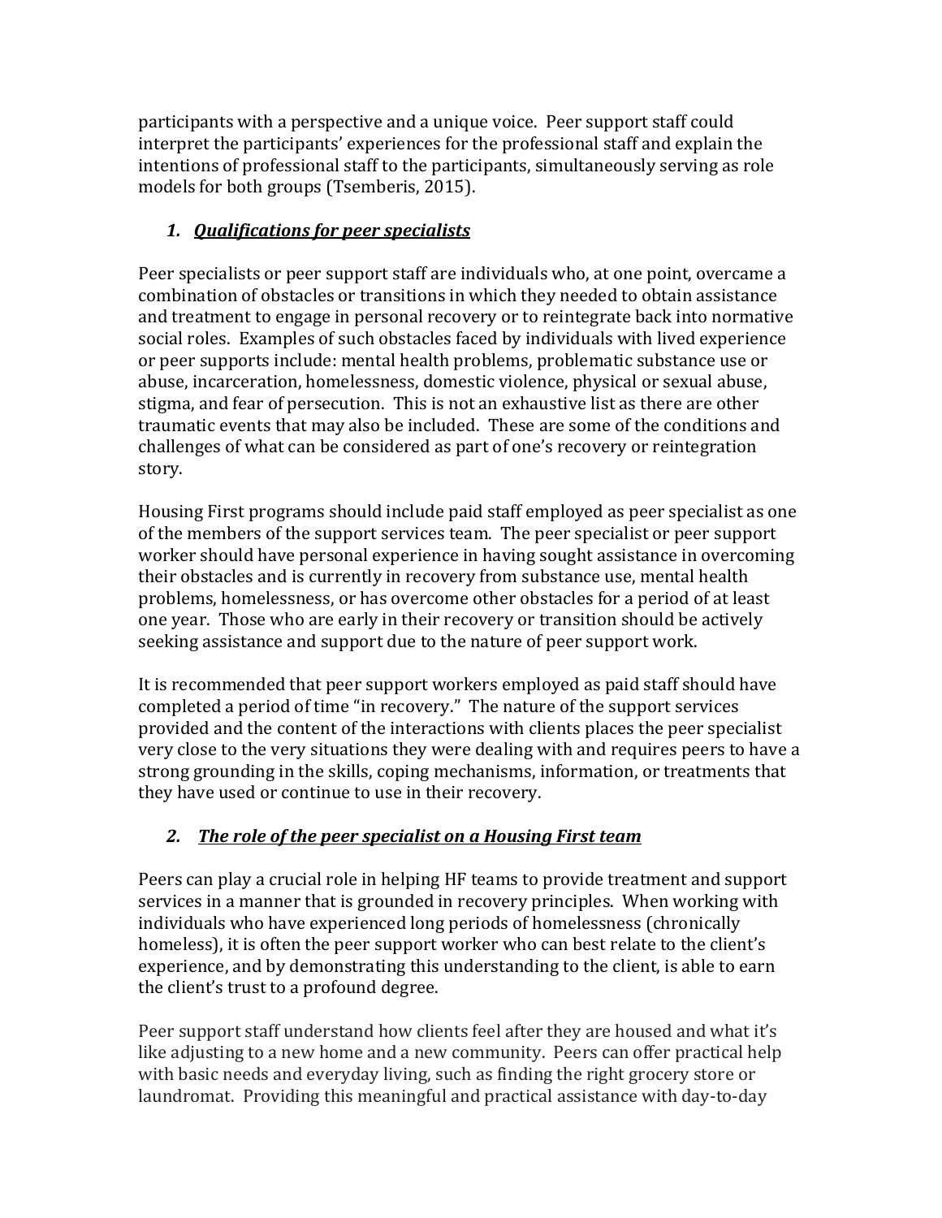participants with a perspective and a unique voice. Peer support staff could interpret the participants' experiences for the professional staff and explain the intentions of professional staff to the participants, simultaneously serving as role models for both groups (Tsemberis, 2015).

### *1. Qualifications for peer specialists*

Peer specialists or peer support staff are individuals who, at one point, overcame a combination of obstacles or transitions in which they needed to obtain assistance and treatment to engage in personal recovery or to reintegrate back into normative social roles. Examples of such obstacles faced by individuals with lived experience or peer supports include: mental health problems, problematic substance use or abuse, incarceration, homelessness, domestic violence, physical or sexual abuse, stigma, and fear of persecution. This is not an exhaustive list as there are other traumatic events that may also be included. These are some of the conditions and challenges of what can be considered as part of one's recovery or reintegration story.

Housing First programs should include paid staff employed as peer specialist as one of the members of the support services team. The peer specialist or peer support worker should have personal experience in having sought assistance in overcoming their obstacles and is currently in recovery from substance use, mental health problems, homelessness, or has overcome other obstacles for a period of at least one year. Those who are early in their recovery or transition should be actively seeking assistance and support due to the nature of peer support work.

It is recommended that peer support workers employed as paid staff should have completed a period of time "in recovery." The nature of the support services provided and the content of the interactions with clients places the peer specialist very close to the very situations they were dealing with and requires peers to have a strong grounding in the skills, coping mechanisms, information, or treatments that they have used or continue to use in their recovery.

### *2. The role of the peer specialist on a Housing First team*

Peers can play a crucial role in helping HF teams to provide treatment and support services in a manner that is grounded in recovery principles. When working with individuals who have experienced long periods of homelessness (chronically homeless), it is often the peer support worker who can best relate to the client's experience, and by demonstrating this understanding to the client, is able to earn the client's trust to a profound degree.

Peer support staff understand how clients feel after they are housed and what it's like adjusting to a new home and a new community. Peers can offer practical help with basic needs and everyday living, such as finding the right grocery store or laundromat. Providing this meaningful and practical assistance with day-to-day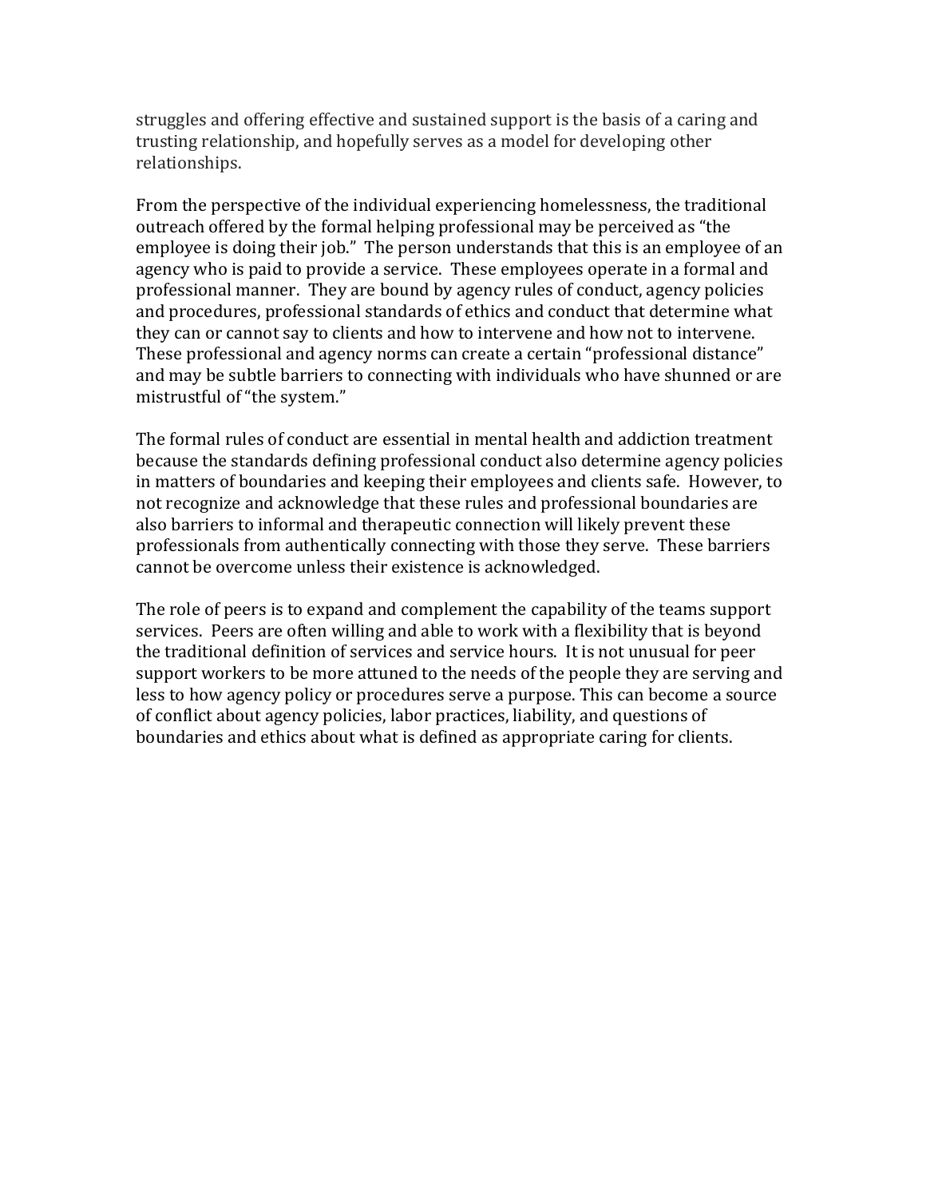struggles and offering effective and sustained support is the basis of a caring and trusting relationship, and hopefully serves as a model for developing other relationships.

From the perspective of the individual experiencing homelessness, the traditional outreach offered by the formal helping professional may be perceived as "the employee is doing their job." The person understands that this is an employee of an agency who is paid to provide a service. These employees operate in a formal and professional manner. They are bound by agency rules of conduct, agency policies and procedures, professional standards of ethics and conduct that determine what they can or cannot say to clients and how to intervene and how not to intervene. These professional and agency norms can create a certain "professional distance" and may be subtle barriers to connecting with individuals who have shunned or are mistrustful of "the system."

The formal rules of conduct are essential in mental health and addiction treatment because the standards defining professional conduct also determine agency policies in matters of boundaries and keeping their employees and clients safe. However, to not recognize and acknowledge that these rules and professional boundaries are also barriers to informal and therapeutic connection will likely prevent these professionals from authentically connecting with those they serve. These barriers cannot be overcome unless their existence is acknowledged.

The role of peers is to expand and complement the capability of the teams support services. Peers are often willing and able to work with a flexibility that is beyond the traditional definition of services and service hours. It is not unusual for peer support workers to be more attuned to the needs of the people they are serving and less to how agency policy or procedures serve a purpose. This can become a source of conflict about agency policies, labor practices, liability, and questions of boundaries and ethics about what is defined as appropriate caring for clients.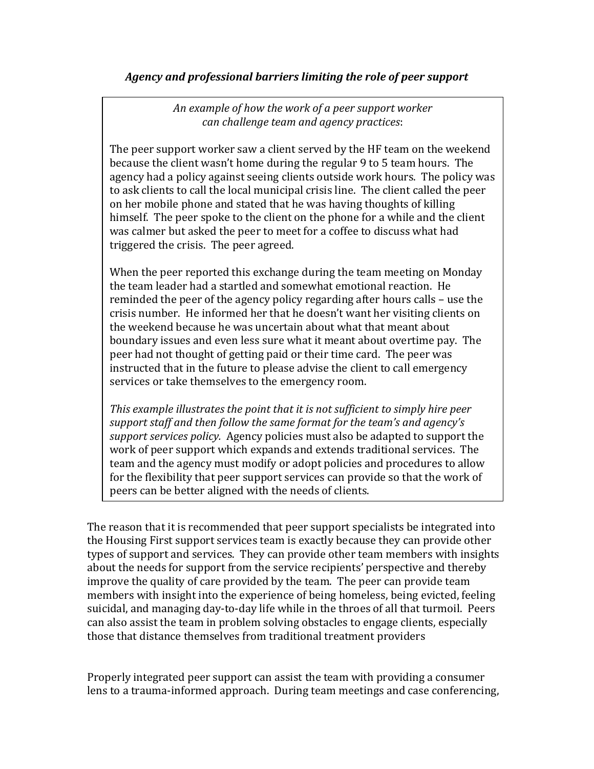### *Agency and professional barriers limiting the role of peer support*

> *An example of how the work of a peer support worker can challenge team and agency practices*:
>
> The peer support worker saw a client served by the HF team on the weekend because the client wasn't home during the regular 9 to 5 team hours. The agency had a policy against seeing clients outside work hours. The policy was to ask clients to call the local municipal crisis line. The client called the peer on her mobile phone and stated that he was having thoughts of killing himself. The peer spoke to the client on the phone for a while and the client was calmer but asked the peer to meet for a coffee to discuss what had triggered the crisis. The peer agreed.
>
> When the peer reported this exchange during the team meeting on Monday the team leader had a startled and somewhat emotional reaction. He reminded the peer of the agency policy regarding after hours calls – use the crisis number. He informed her that he doesn't want her visiting clients on the weekend because he was uncertain about what that meant about boundary issues and even less sure what it meant about overtime pay. The peer had not thought of getting paid or their time card. The peer was instructed that in the future to please advise the client to call emergency services or take themselves to the emergency room.
>
> *This example illustrates the point that it is not sufficient to simply hire peer support staff and then follow the same format for the team's and agency's support services policy.* Agency policies must also be adapted to support the work of peer support which expands and extends traditional services. The team and the agency must modify or adopt policies and procedures to allow for the flexibility that peer support services can provide so that the work of peers can be better aligned with the needs of clients.

The reason that it is recommended that peer support specialists be integrated into the Housing First support services team is exactly because they can provide other types of support and services. They can provide other team members with insights about the needs for support from the service recipients' perspective and thereby improve the quality of care provided by the team. The peer can provide team members with insight into the experience of being homeless, being evicted, feeling suicidal, and managing day-to-day life while in the throes of all that turmoil. Peers can also assist the team in problem solving obstacles to engage clients, especially those that distance themselves from traditional treatment providers

Properly integrated peer support can assist the team with providing a consumer lens to a trauma-informed approach. During team meetings and case conferencing,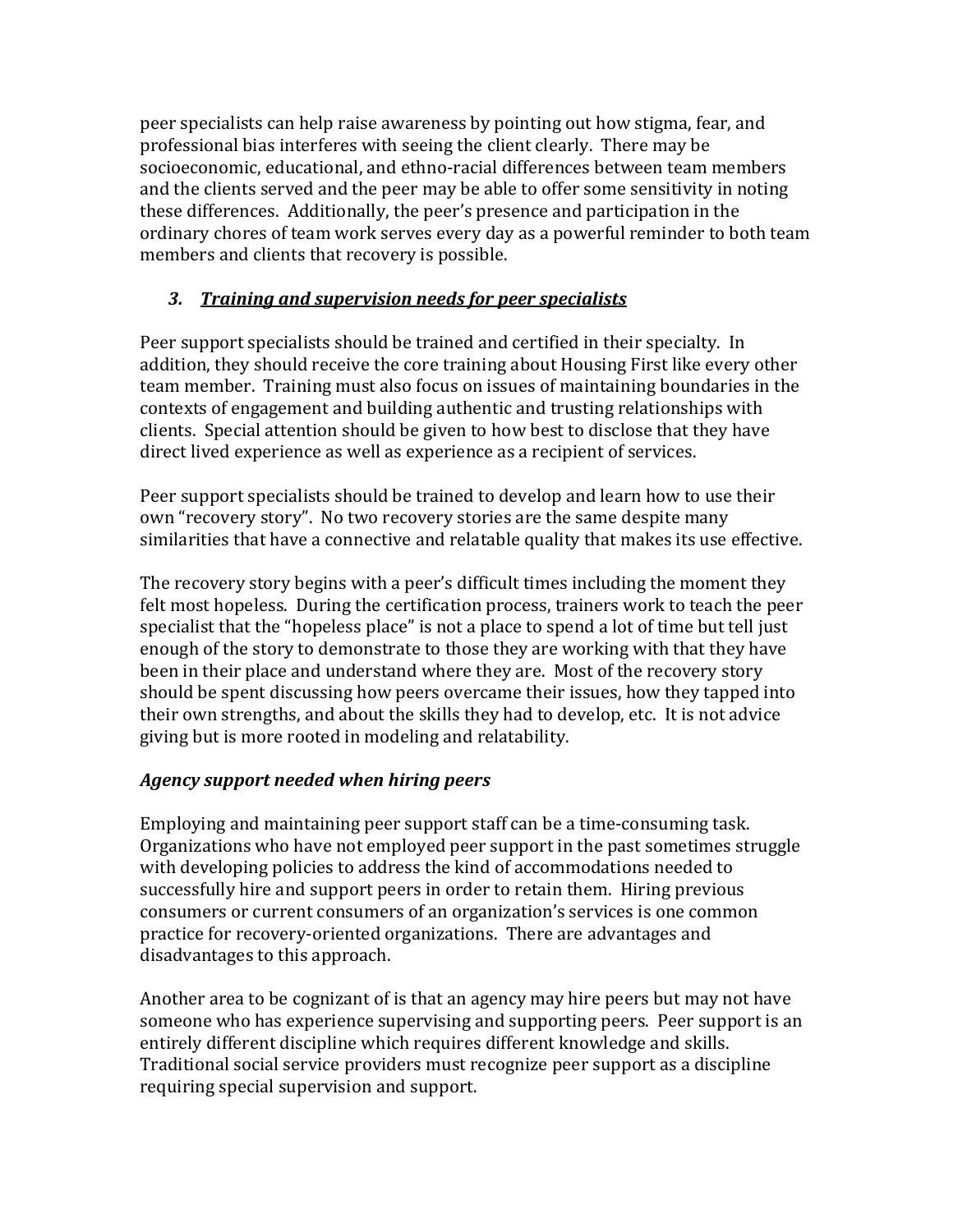peer specialists can help raise awareness by pointing out how stigma, fear, and professional bias interferes with seeing the client clearly. There may be socioeconomic, educational, and ethno-racial differences between team members and the clients served and the peer may be able to offer some sensitivity in noting these differences. Additionally, the peer's presence and participation in the ordinary chores of team work serves every day as a powerful reminder to both team members and clients that recovery is possible.

### *3. Training and supervision needs for peer specialists*

Peer support specialists should be trained and certified in their specialty. In addition, they should receive the core training about Housing First like every other team member. Training must also focus on issues of maintaining boundaries in the contexts of engagement and building authentic and trusting relationships with clients. Special attention should be given to how best to disclose that they have direct lived experience as well as experience as a recipient of services.

Peer support specialists should be trained to develop and learn how to use their own "recovery story". No two recovery stories are the same despite many similarities that have a connective and relatable quality that makes its use effective.

The recovery story begins with a peer's difficult times including the moment they felt most hopeless. During the certification process, trainers work to teach the peer specialist that the "hopeless place" is not a place to spend a lot of time but tell just enough of the story to demonstrate to those they are working with that they have been in their place and understand where they are. Most of the recovery story should be spent discussing how peers overcame their issues, how they tapped into their own strengths, and about the skills they had to develop, etc. It is not advice giving but is more rooted in modeling and relatability.

### *Agency support needed when hiring peers*

Employing and maintaining peer support staff can be a time-consuming task. Organizations who have not employed peer support in the past sometimes struggle with developing policies to address the kind of accommodations needed to successfully hire and support peers in order to retain them. Hiring previous consumers or current consumers of an organization's services is one common practice for recovery-oriented organizations. There are advantages and disadvantages to this approach.

Another area to be cognizant of is that an agency may hire peers but may not have someone who has experience supervising and supporting peers. Peer support is an entirely different discipline which requires different knowledge and skills. Traditional social service providers must recognize peer support as a discipline requiring special supervision and support.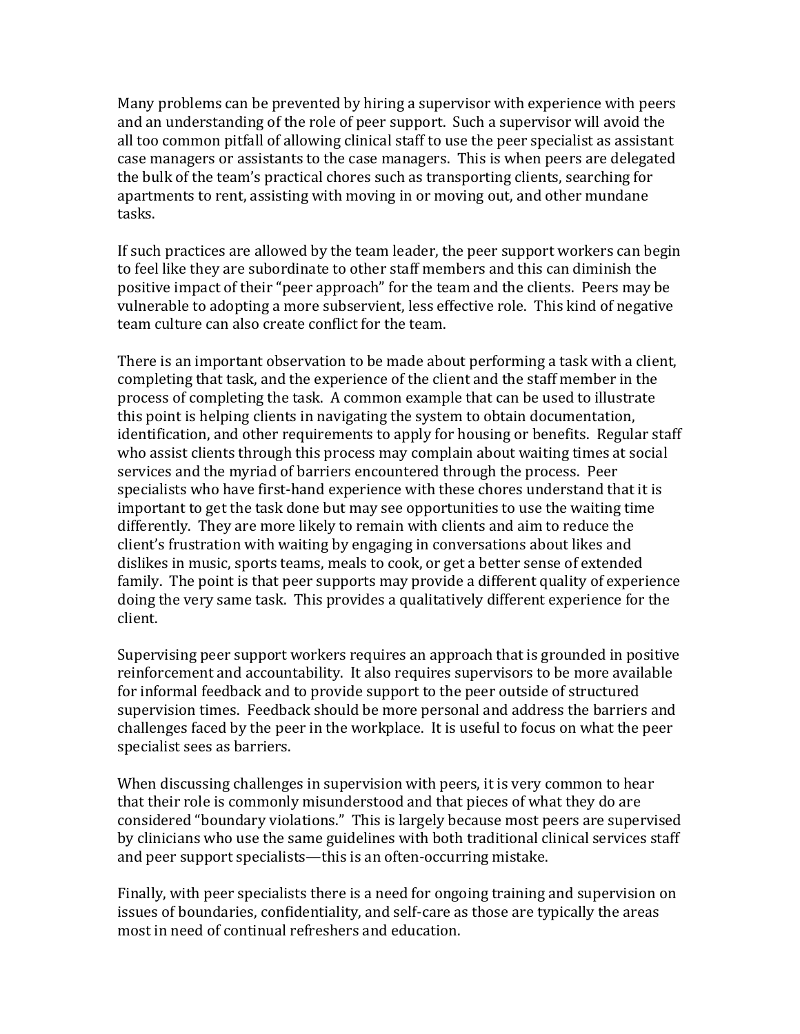Many problems can be prevented by hiring a supervisor with experience with peers and an understanding of the role of peer support. Such a supervisor will avoid the all too common pitfall of allowing clinical staff to use the peer specialist as assistant case managers or assistants to the case managers. This is when peers are delegated the bulk of the team's practical chores such as transporting clients, searching for apartments to rent, assisting with moving in or moving out, and other mundane tasks.

If such practices are allowed by the team leader, the peer support workers can begin to feel like they are subordinate to other staff members and this can diminish the positive impact of their "peer approach" for the team and the clients. Peers may be vulnerable to adopting a more subservient, less effective role. This kind of negative team culture can also create conflict for the team.

There is an important observation to be made about performing a task with a client, completing that task, and the experience of the client and the staff member in the process of completing the task. A common example that can be used to illustrate this point is helping clients in navigating the system to obtain documentation, identification, and other requirements to apply for housing or benefits. Regular staff who assist clients through this process may complain about waiting times at social services and the myriad of barriers encountered through the process. Peer specialists who have first-hand experience with these chores understand that it is important to get the task done but may see opportunities to use the waiting time differently. They are more likely to remain with clients and aim to reduce the client's frustration with waiting by engaging in conversations about likes and dislikes in music, sports teams, meals to cook, or get a better sense of extended family. The point is that peer supports may provide a different quality of experience doing the very same task. This provides a qualitatively different experience for the client.

Supervising peer support workers requires an approach that is grounded in positive reinforcement and accountability. It also requires supervisors to be more available for informal feedback and to provide support to the peer outside of structured supervision times. Feedback should be more personal and address the barriers and challenges faced by the peer in the workplace. It is useful to focus on what the peer specialist sees as barriers.

When discussing challenges in supervision with peers, it is very common to hear that their role is commonly misunderstood and that pieces of what they do are considered "boundary violations." This is largely because most peers are supervised by clinicians who use the same guidelines with both traditional clinical services staff and peer support specialists—this is an often-occurring mistake.

Finally, with peer specialists there is a need for ongoing training and supervision on issues of boundaries, confidentiality, and self-care as those are typically the areas most in need of continual refreshers and education.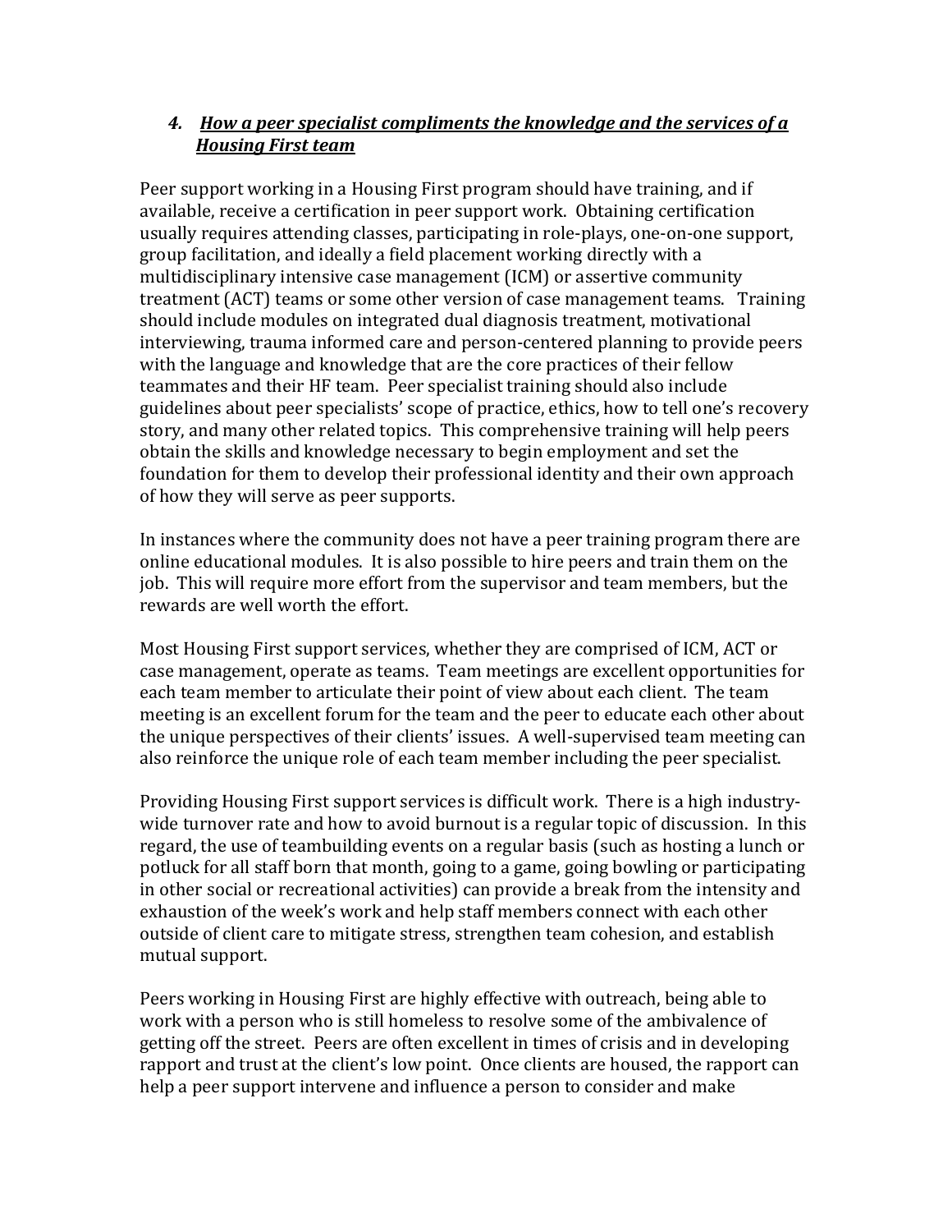### *4. How a peer specialist compliments the knowledge and the services of a Housing First team*

Peer support working in a Housing First program should have training, and if available, receive a certification in peer support work. Obtaining certification usually requires attending classes, participating in role-plays, one-on-one support, group facilitation, and ideally a field placement working directly with a multidisciplinary intensive case management (ICM) or assertive community treatment (ACT) teams or some other version of case management teams. Training should include modules on integrated dual diagnosis treatment, motivational interviewing, trauma informed care and person-centered planning to provide peers with the language and knowledge that are the core practices of their fellow teammates and their HF team. Peer specialist training should also include guidelines about peer specialists' scope of practice, ethics, how to tell one's recovery story, and many other related topics. This comprehensive training will help peers obtain the skills and knowledge necessary to begin employment and set the foundation for them to develop their professional identity and their own approach of how they will serve as peer supports.

In instances where the community does not have a peer training program there are online educational modules. It is also possible to hire peers and train them on the job. This will require more effort from the supervisor and team members, but the rewards are well worth the effort.

Most Housing First support services, whether they are comprised of ICM, ACT or case management, operate as teams. Team meetings are excellent opportunities for each team member to articulate their point of view about each client. The team meeting is an excellent forum for the team and the peer to educate each other about the unique perspectives of their clients' issues. A well-supervised team meeting can also reinforce the unique role of each team member including the peer specialist.

Providing Housing First support services is difficult work. There is a high industry-wide turnover rate and how to avoid burnout is a regular topic of discussion. In this regard, the use of teambuilding events on a regular basis (such as hosting a lunch or potluck for all staff born that month, going to a game, going bowling or participating in other social or recreational activities) can provide a break from the intensity and exhaustion of the week's work and help staff members connect with each other outside of client care to mitigate stress, strengthen team cohesion, and establish mutual support.

Peers working in Housing First are highly effective with outreach, being able to work with a person who is still homeless to resolve some of the ambivalence of getting off the street. Peers are often excellent in times of crisis and in developing rapport and trust at the client's low point. Once clients are housed, the rapport can help a peer support intervene and influence a person to consider and make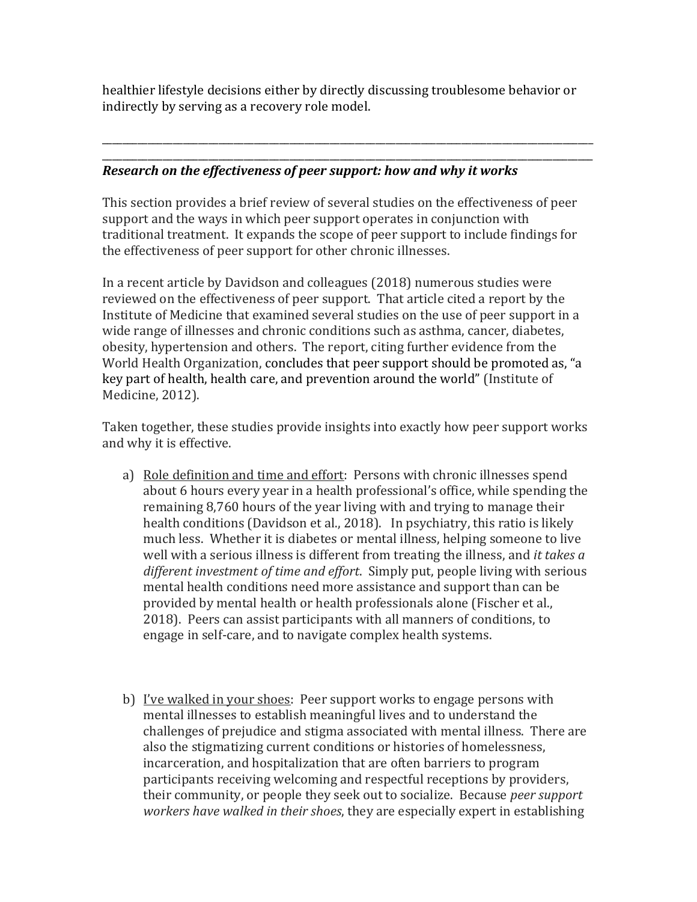healthier lifestyle decisions either by directly discussing troublesome behavior or indirectly by serving as a recovery role model.

---

### ***Research on the effectiveness of peer support: how and why it works***

This section provides a brief review of several studies on the effectiveness of peer support and the ways in which peer support operates in conjunction with traditional treatment. It expands the scope of peer support to include findings for the effectiveness of peer support for other chronic illnesses.

In a recent article by Davidson and colleagues (2018) numerous studies were reviewed on the effectiveness of peer support. That article cited a report by the Institute of Medicine that examined several studies on the use of peer support in a wide range of illnesses and chronic conditions such as asthma, cancer, diabetes, obesity, hypertension and others. The report, citing further evidence from the World Health Organization, concludes that peer support should be promoted as, "a key part of health, health care, and prevention around the world" (Institute of Medicine, 2012).

Taken together, these studies provide insights into exactly how peer support works and why it is effective.

a) <u>Role definition and time and effort</u>: Persons with chronic illnesses spend about 6 hours every year in a health professional's office, while spending the remaining 8,760 hours of the year living with and trying to manage their health conditions (Davidson et al., 2018). In psychiatry, this ratio is likely much less. Whether it is diabetes or mental illness, helping someone to live well with a serious illness is different from treating the illness, and *it takes a different investment of time and effort.* Simply put, people living with serious mental health conditions need more assistance and support than can be provided by mental health or health professionals alone (Fischer et al., 2018). Peers can assist participants with all manners of conditions, to engage in self-care, and to navigate complex health systems.

b) <u>I've walked in your shoes</u>: Peer support works to engage persons with mental illnesses to establish meaningful lives and to understand the challenges of prejudice and stigma associated with mental illness. There are also the stigmatizing current conditions or histories of homelessness, incarceration, and hospitalization that are often barriers to program participants receiving welcoming and respectful receptions by providers, their community, or people they seek out to socialize. Because *peer support workers have walked in their shoes*, they are especially expert in establishing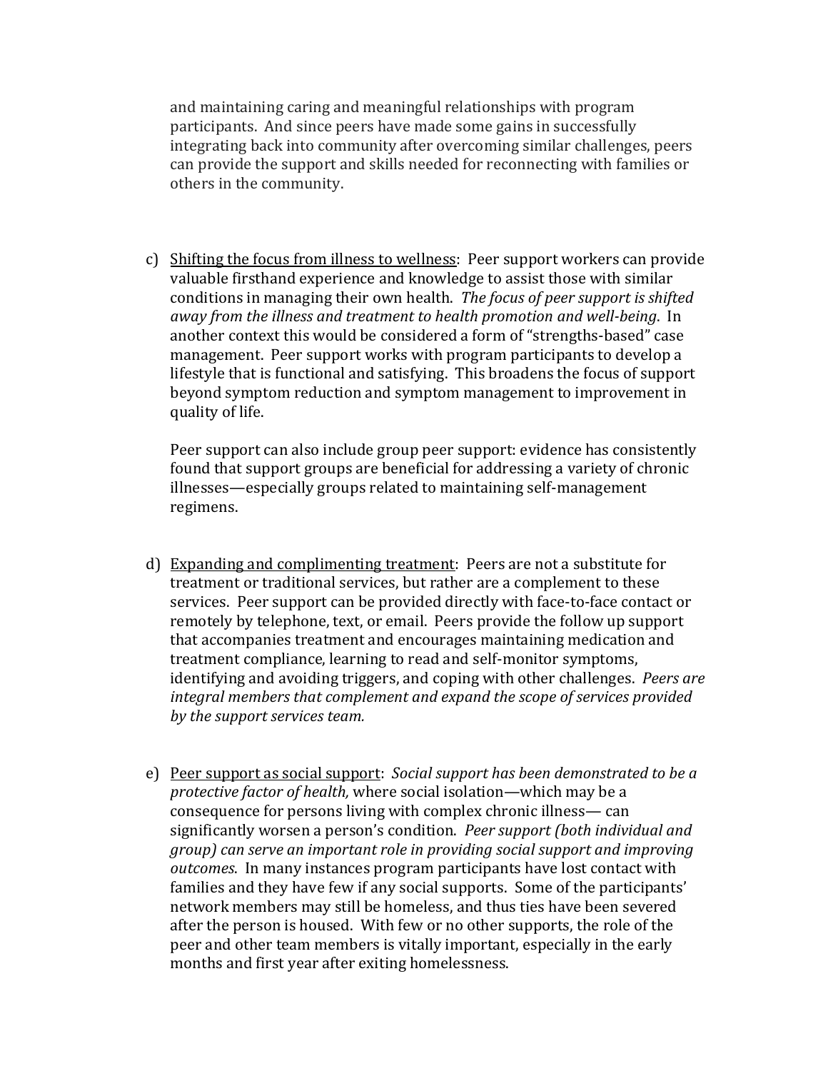and maintaining caring and meaningful relationships with program participants. And since peers have made some gains in successfully integrating back into community after overcoming similar challenges, peers can provide the support and skills needed for reconnecting with families or others in the community.

c) <u>Shifting the focus from illness to wellness</u>: Peer support workers can provide valuable firsthand experience and knowledge to assist those with similar conditions in managing their own health. *The focus of peer support is shifted away from the illness and treatment to health promotion and well-being.* In another context this would be considered a form of "strengths-based" case management. Peer support works with program participants to develop a lifestyle that is functional and satisfying. This broadens the focus of support beyond symptom reduction and symptom management to improvement in quality of life.

   Peer support can also include group peer support: evidence has consistently found that support groups are beneficial for addressing a variety of chronic illnesses—especially groups related to maintaining self-management regimens.

d) <u>Expanding and complimenting treatment</u>: Peers are not a substitute for treatment or traditional services, but rather are a complement to these services. Peer support can be provided directly with face-to-face contact or remotely by telephone, text, or email. Peers provide the follow up support that accompanies treatment and encourages maintaining medication and treatment compliance, learning to read and self-monitor symptoms, identifying and avoiding triggers, and coping with other challenges. *Peers are integral members that complement and expand the scope of services provided by the support services team.*

e) <u>Peer support as social support</u>: *Social support has been demonstrated to be a protective factor of health,* where social isolation—which may be a consequence for persons living with complex chronic illness— can significantly worsen a person's condition. *Peer support (both individual and group) can serve an important role in providing social support and improving outcomes*. In many instances program participants have lost contact with families and they have few if any social supports. Some of the participants' network members may still be homeless, and thus ties have been severed after the person is housed. With few or no other supports, the role of the peer and other team members is vitally important, especially in the early months and first year after exiting homelessness.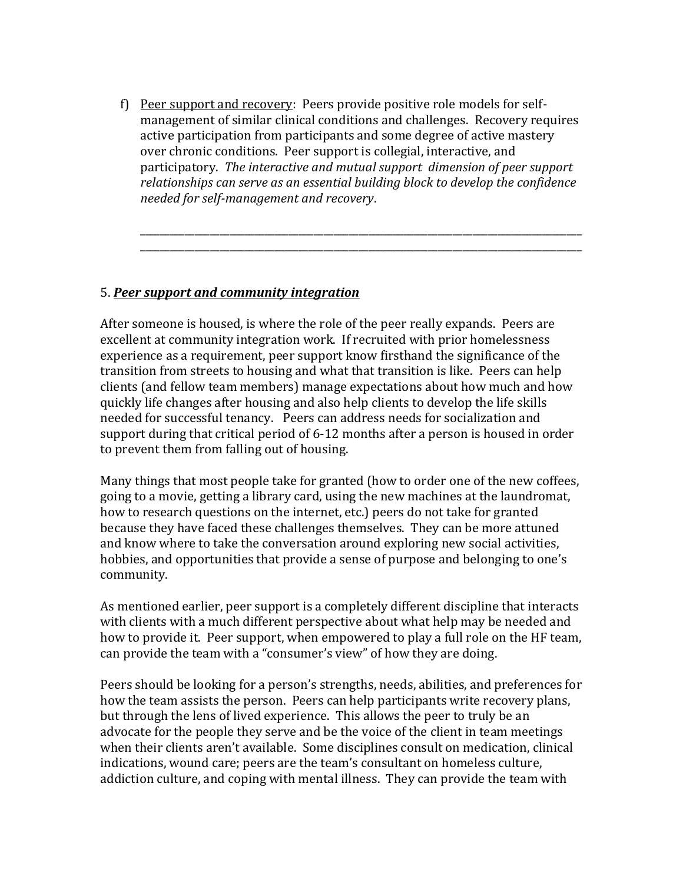f) Peer support and recovery: Peers provide positive role models for self-management of similar clinical conditions and challenges. Recovery requires active participation from participants and some degree of active mastery over chronic conditions. Peer support is collegial, interactive, and participatory. *The interactive and mutual support dimension of peer support relationships can serve as an essential building block to develop the confidence needed for self-management and recovery*.

___________________________________________________________________________
___________________________________________________________________________

5. ***Peer support and community integration***

After someone is housed, is where the role of the peer really expands. Peers are excellent at community integration work. If recruited with prior homelessness experience as a requirement, peer support know firsthand the significance of the transition from streets to housing and what that transition is like. Peers can help clients (and fellow team members) manage expectations about how much and how quickly life changes after housing and also help clients to develop the life skills needed for successful tenancy. Peers can address needs for socialization and support during that critical period of 6-12 months after a person is housed in order to prevent them from falling out of housing.

Many things that most people take for granted (how to order one of the new coffees, going to a movie, getting a library card, using the new machines at the laundromat, how to research questions on the internet, etc.) peers do not take for granted because they have faced these challenges themselves. They can be more attuned and know where to take the conversation around exploring new social activities, hobbies, and opportunities that provide a sense of purpose and belonging to one's community.

As mentioned earlier, peer support is a completely different discipline that interacts with clients with a much different perspective about what help may be needed and how to provide it. Peer support, when empowered to play a full role on the HF team, can provide the team with a "consumer's view" of how they are doing.

Peers should be looking for a person's strengths, needs, abilities, and preferences for how the team assists the person. Peers can help participants write recovery plans, but through the lens of lived experience. This allows the peer to truly be an advocate for the people they serve and be the voice of the client in team meetings when their clients aren't available. Some disciplines consult on medication, clinical indications, wound care; peers are the team's consultant on homeless culture, addiction culture, and coping with mental illness. They can provide the team with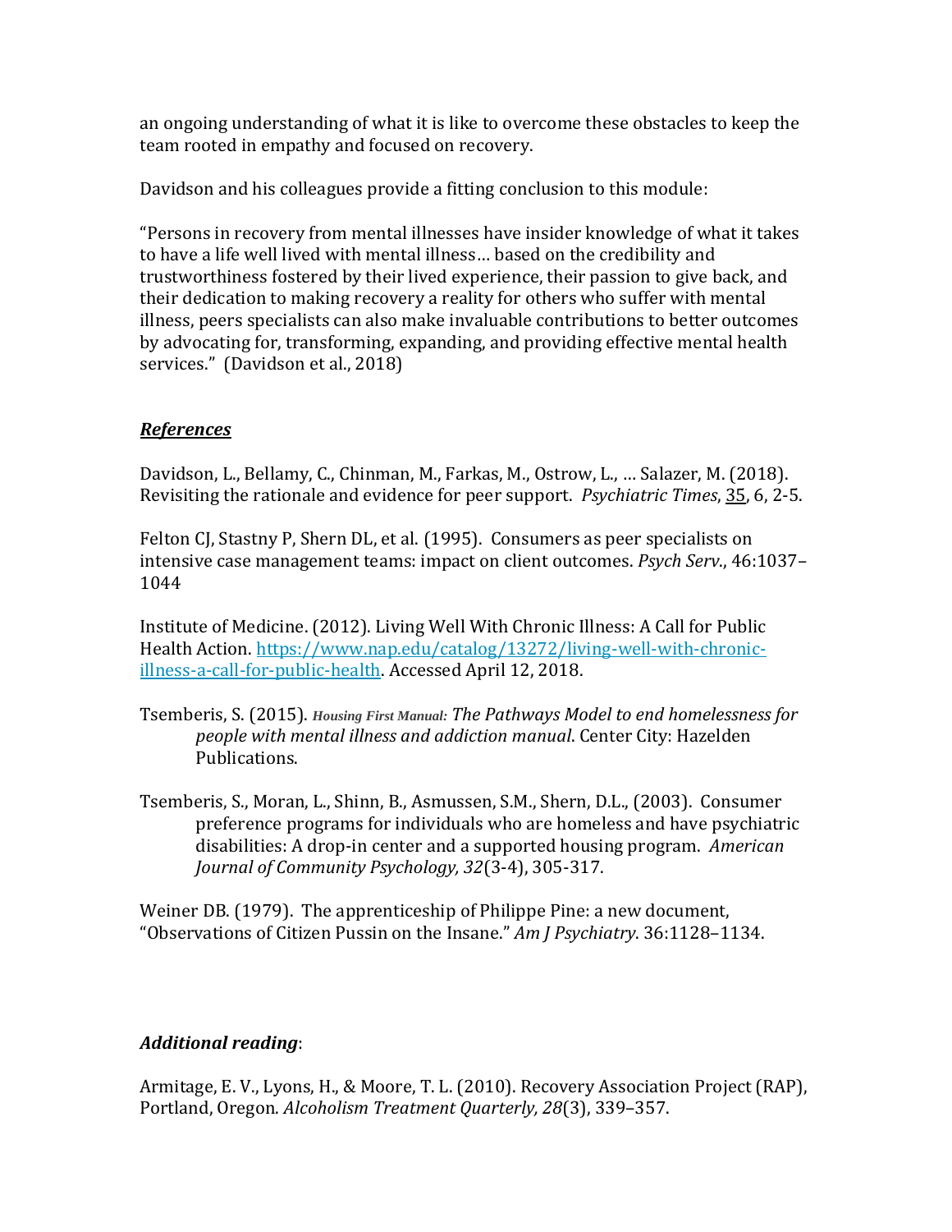an ongoing understanding of what it is like to overcome these obstacles to keep the team rooted in empathy and focused on recovery.

Davidson and his colleagues provide a fitting conclusion to this module:

"Persons in recovery from mental illnesses have insider knowledge of what it takes to have a life well lived with mental illness… based on the credibility and trustworthiness fostered by their lived experience, their passion to give back, and their dedication to making recovery a reality for others who suffer with mental illness, peers specialists can also make invaluable contributions to better outcomes by advocating for, transforming, expanding, and providing effective mental health services." (Davidson et al., 2018)

## ***References***

Davidson, L., Bellamy, C., Chinman, M., Farkas, M., Ostrow, L., … Salazer, M. (2018). Revisiting the rationale and evidence for peer support. *Psychiatric Times*, 35, 6, 2-5.

Felton CJ, Stastny P, Shern DL, et al. (1995). Consumers as peer specialists on intensive case management teams: impact on client outcomes. *Psych Serv.*, 46:1037–1044

Institute of Medicine. (2012). Living Well With Chronic Illness: A Call for Public Health Action. https://www.nap.edu/catalog/13272/living-well-with-chronic-illness-a-call-for-public-health. Accessed April 12, 2018.

Tsemberis, S. (2015). *Housing First Manual: The Pathways Model to end homelessness for people with mental illness and addiction manual*. Center City: Hazelden Publications.

Tsemberis, S., Moran, L., Shinn, B., Asmussen, S.M., Shern, D.L., (2003). Consumer preference programs for individuals who are homeless and have psychiatric disabilities: A drop-in center and a supported housing program. *American Journal of Community Psychology, 32*(3-4), 305-317.

Weiner DB. (1979). The apprenticeship of Philippe Pine: a new document, "Observations of Citizen Pussin on the Insane." *Am J Psychiatry*. 36:1128–1134.

***Additional reading***:

Armitage, E. V., Lyons, H., & Moore, T. L. (2010). Recovery Association Project (RAP), Portland, Oregon. *Alcoholism Treatment Quarterly, 28*(3), 339–357.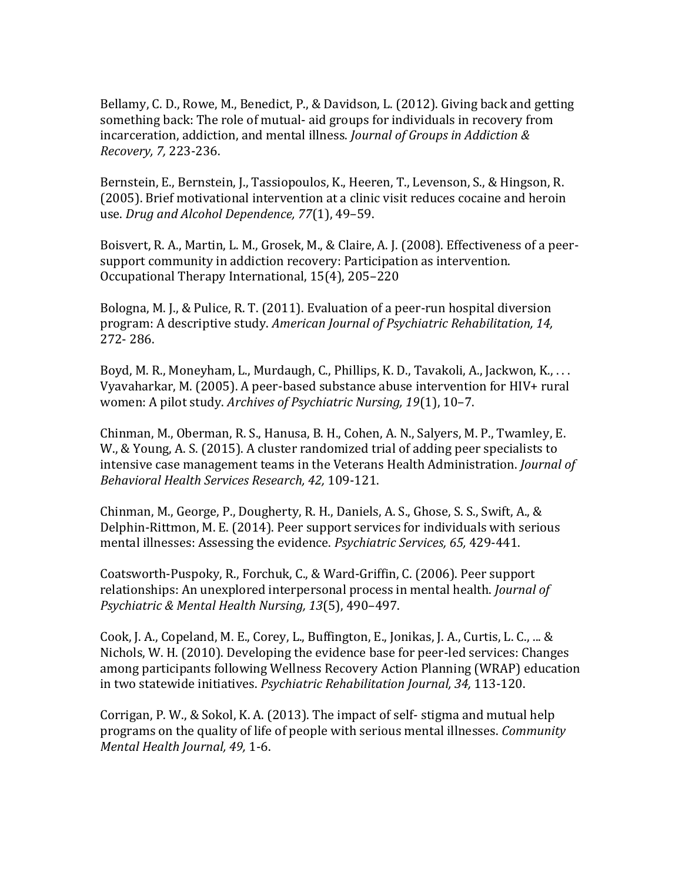Bellamy, C. D., Rowe, M., Benedict, P., & Davidson, L. (2012). Giving back and getting something back: The role of mutual- aid groups for individuals in recovery from incarceration, addiction, and mental illness. *Journal of Groups in Addiction & Recovery, 7,* 223-236.

Bernstein, E., Bernstein, J., Tassiopoulos, K., Heeren, T., Levenson, S., & Hingson, R. (2005). Brief motivational intervention at a clinic visit reduces cocaine and heroin use. *Drug and Alcohol Dependence, 77*(1), 49–59.

Boisvert, R. A., Martin, L. M., Grosek, M., & Claire, A. J. (2008). Effectiveness of a peer-support community in addiction recovery: Participation as intervention. Occupational Therapy International, 15(4), 205–220

Bologna, M. J., & Pulice, R. T. (2011). Evaluation of a peer-run hospital diversion program: A descriptive study. *American Journal of Psychiatric Rehabilitation, 14,* 272- 286.

Boyd, M. R., Moneyham, L., Murdaugh, C., Phillips, K. D., Tavakoli, A., Jackwon, K., . . . Vyavaharkar, M. (2005). A peer-based substance abuse intervention for HIV+ rural women: A pilot study. *Archives of Psychiatric Nursing, 19*(1), 10–7.

Chinman, M., Oberman, R. S., Hanusa, B. H., Cohen, A. N., Salyers, M. P., Twamley, E. W., & Young, A. S. (2015). A cluster randomized trial of adding peer specialists to intensive case management teams in the Veterans Health Administration. *Journal of Behavioral Health Services Research, 42,* 109-121.

Chinman, M., George, P., Dougherty, R. H., Daniels, A. S., Ghose, S. S., Swift, A., & Delphin-Rittmon, M. E. (2014). Peer support services for individuals with serious mental illnesses: Assessing the evidence. *Psychiatric Services, 65,* 429-441.

Coatsworth-Puspoky, R., Forchuk, C., & Ward-Griffin, C. (2006). Peer support relationships: An unexplored interpersonal process in mental health. *Journal of Psychiatric & Mental Health Nursing, 13*(5), 490–497.

Cook, J. A., Copeland, M. E., Corey, L., Buffington, E., Jonikas, J. A., Curtis, L. C., ... & Nichols, W. H. (2010). Developing the evidence base for peer-led services: Changes among participants following Wellness Recovery Action Planning (WRAP) education in two statewide initiatives. *Psychiatric Rehabilitation Journal, 34,* 113-120.

Corrigan, P. W., & Sokol, K. A. (2013). The impact of self- stigma and mutual help programs on the quality of life of people with serious mental illnesses. *Community Mental Health Journal, 49,* 1-6.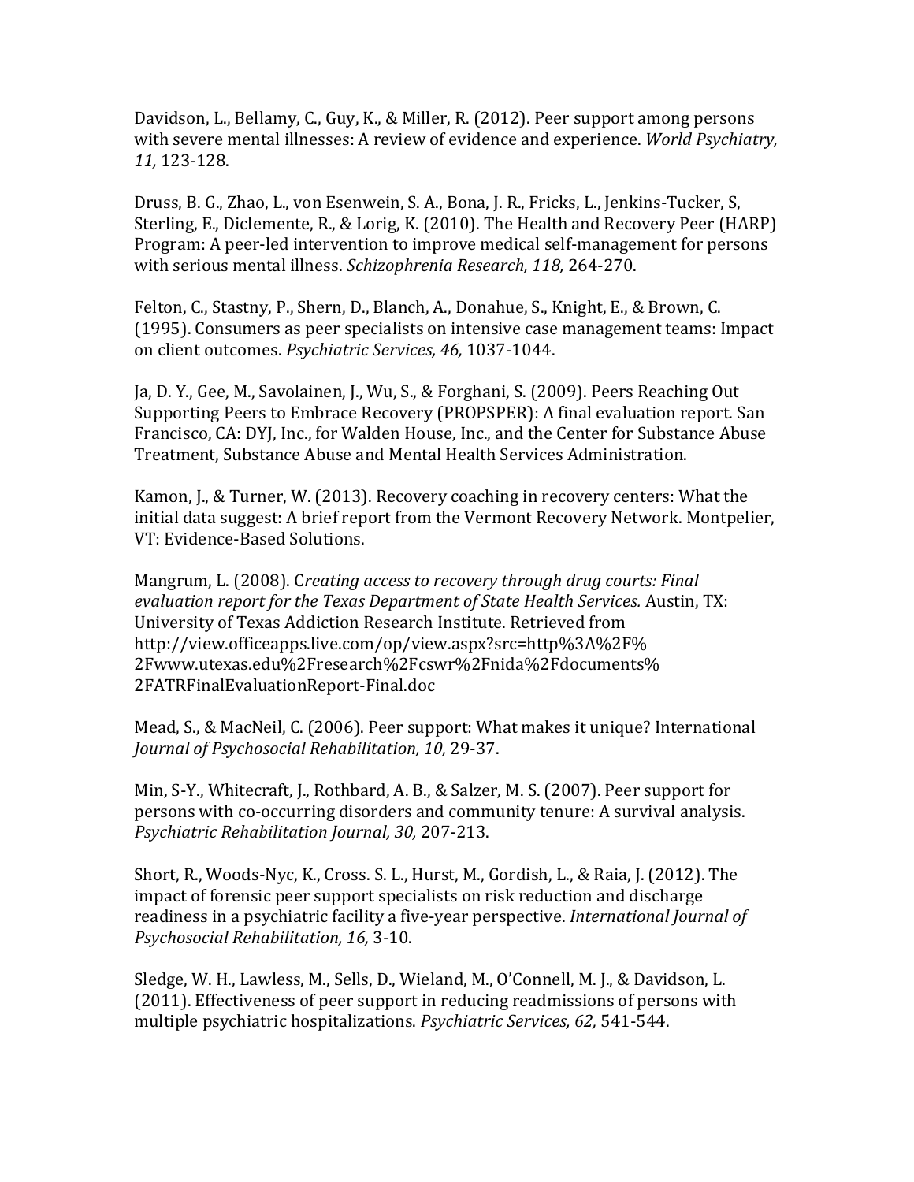Davidson, L., Bellamy, C., Guy, K., & Miller, R. (2012). Peer support among persons with severe mental illnesses: A review of evidence and experience. *World Psychiatry, 11,* 123-128.

Druss, B. G., Zhao, L., von Esenwein, S. A., Bona, J. R., Fricks, L., Jenkins-Tucker, S, Sterling, E., Diclemente, R., & Lorig, K. (2010). The Health and Recovery Peer (HARP) Program: A peer-led intervention to improve medical self-management for persons with serious mental illness. *Schizophrenia Research, 118,* 264-270.

Felton, C., Stastny, P., Shern, D., Blanch, A., Donahue, S., Knight, E., & Brown, C. (1995). Consumers as peer specialists on intensive case management teams: Impact on client outcomes. *Psychiatric Services, 46,* 1037-1044.

Ja, D. Y., Gee, M., Savolainen, J., Wu, S., & Forghani, S. (2009). Peers Reaching Out Supporting Peers to Embrace Recovery (PROPSPER): A final evaluation report. San Francisco, CA: DYJ, Inc., for Walden House, Inc., and the Center for Substance Abuse Treatment, Substance Abuse and Mental Health Services Administration.

Kamon, J., & Turner, W. (2013). Recovery coaching in recovery centers: What the initial data suggest: A brief report from the Vermont Recovery Network. Montpelier, VT: Evidence-Based Solutions.

Mangrum, L. (2008). C*reating access to recovery through drug courts: Final evaluation report for the Texas Department of State Health Services.* Austin, TX: University of Texas Addiction Research Institute. Retrieved from http://view.officeapps.live.com/op/view.aspx?src=http%3A%2F%2Fwww.utexas.edu%2Fresearch%2Fcswr%2Fnida%2Fdocuments%2FATRFinalEvaluationReport-Final.doc

Mead, S., & MacNeil, C. (2006). Peer support: What makes it unique? International *Journal of Psychosocial Rehabilitation, 10,* 29-37.

Min, S-Y., Whitecraft, J., Rothbard, A. B., & Salzer, M. S. (2007). Peer support for persons with co-occurring disorders and community tenure: A survival analysis. *Psychiatric Rehabilitation Journal, 30,* 207-213.

Short, R., Woods-Nyc, K., Cross. S. L., Hurst, M., Gordish, L., & Raia, J. (2012). The impact of forensic peer support specialists on risk reduction and discharge readiness in a psychiatric facility a five-year perspective. *International Journal of Psychosocial Rehabilitation, 16,* 3-10.

Sledge, W. H., Lawless, M., Sells, D., Wieland, M., O'Connell, M. J., & Davidson, L. (2011). Effectiveness of peer support in reducing readmissions of persons with multiple psychiatric hospitalizations. *Psychiatric Services, 62,* 541-544.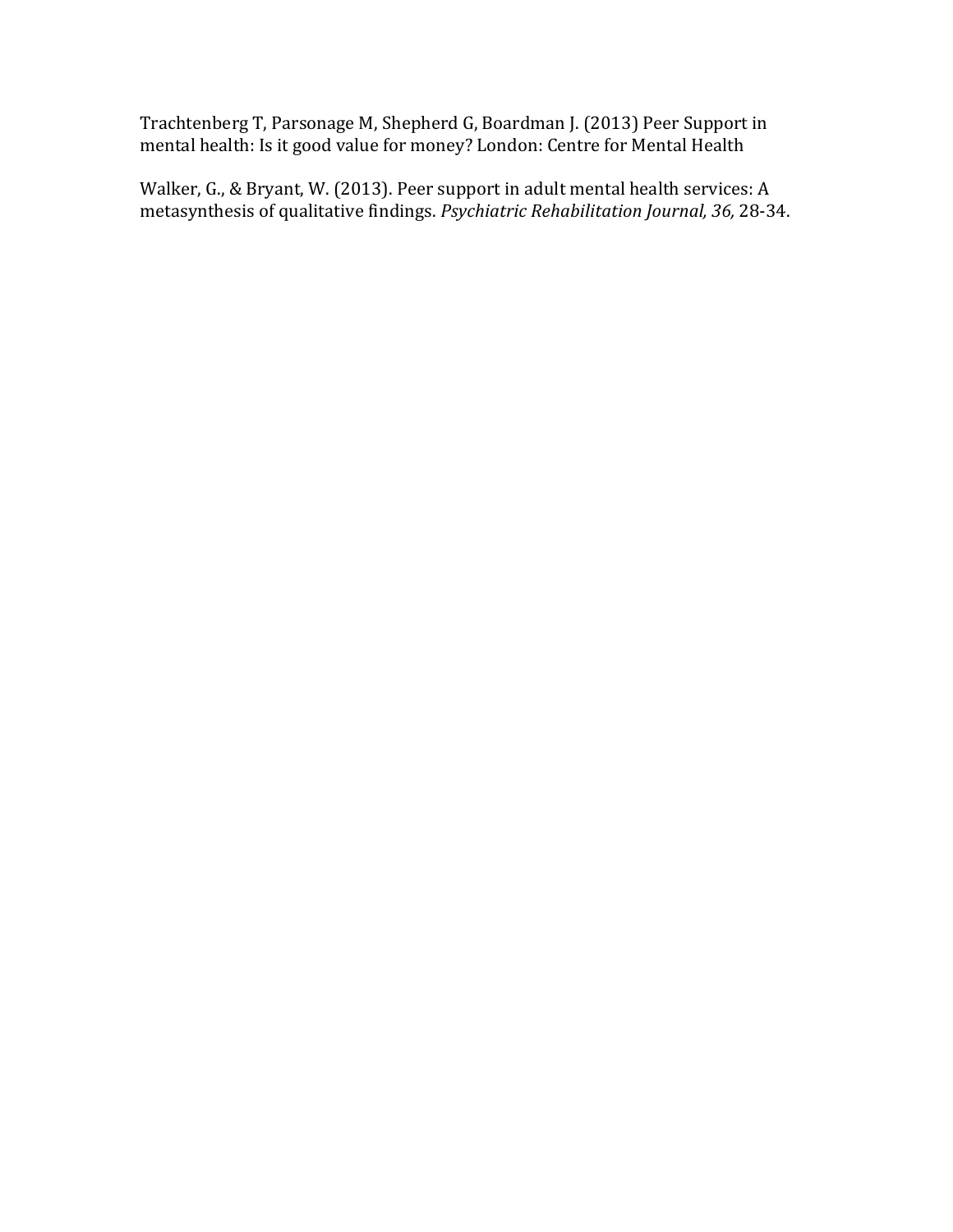Trachtenberg T, Parsonage M, Shepherd G, Boardman J. (2013) Peer Support in mental health: Is it good value for money? London: Centre for Mental Health

Walker, G., & Bryant, W. (2013). Peer support in adult mental health services: A metasynthesis of qualitative findings. *Psychiatric Rehabilitation Journal, 36,* 28-34.